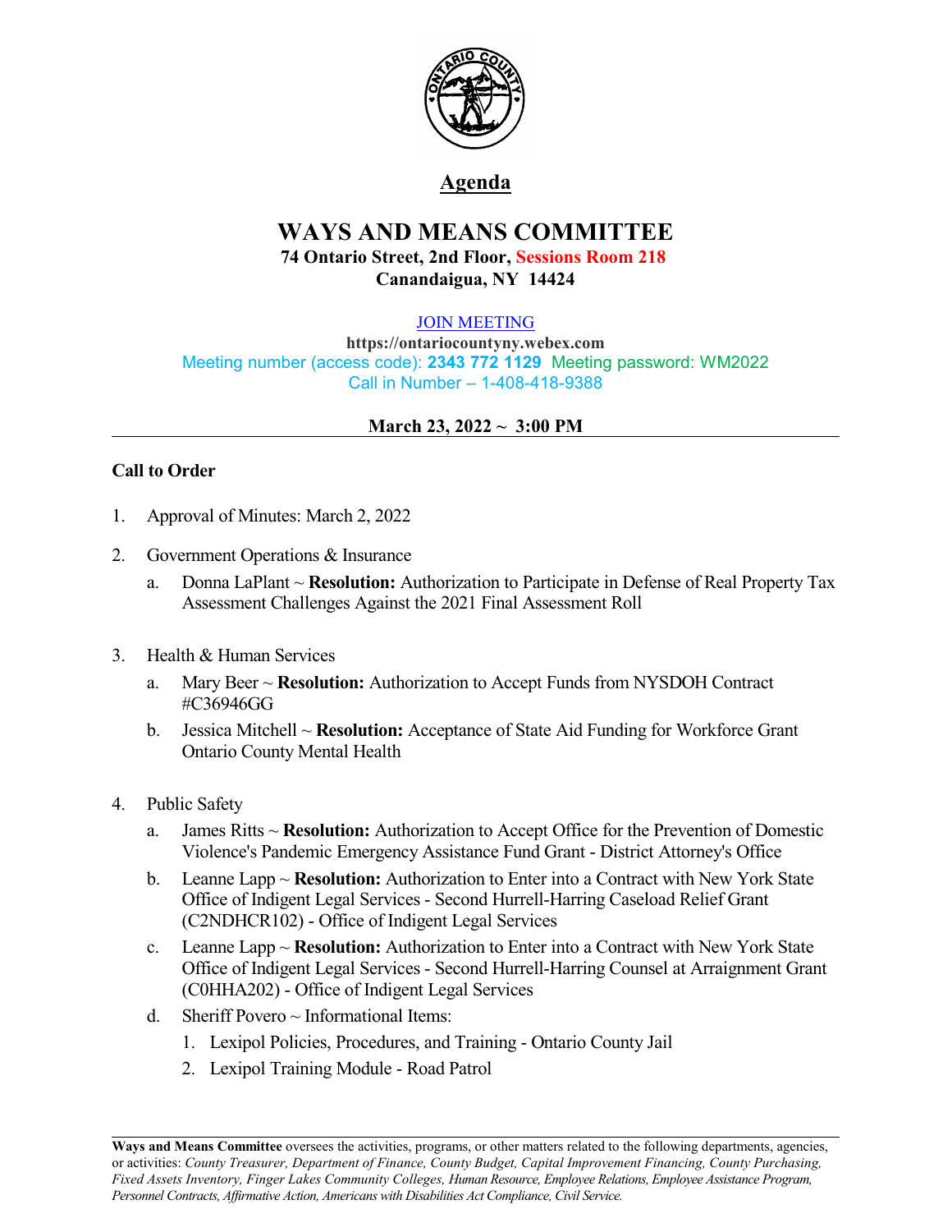# Agenda

## WAYS AND MEANS COMMITTEE

**74 Ontario Street, 2nd Floor, Sessions Room 218**
**Canandaigua, NY 14424**

JOIN MEETING
**https://ontariocountyny.webex.com**
Meeting number (access code): **2343 772 1129** Meeting password: WM2022
Call in Number – 1-408-418-9388

**March 23, 2022 ~ 3:00 PM**

---

**Call to Order**

1. Approval of Minutes: March 2, 2022

2. Government Operations & Insurance
   a. Donna LaPlant ~ **Resolution:** Authorization to Participate in Defense of Real Property Tax Assessment Challenges Against the 2021 Final Assessment Roll

3. Health & Human Services
   a. Mary Beer ~ **Resolution:** Authorization to Accept Funds from NYSDOH Contract #C36946GG
   b. Jessica Mitchell ~ **Resolution:** Acceptance of State Aid Funding for Workforce Grant Ontario County Mental Health

4. Public Safety
   a. James Ritts ~ **Resolution:** Authorization to Accept Office for the Prevention of Domestic Violence's Pandemic Emergency Assistance Fund Grant - District Attorney's Office
   b. Leanne Lapp ~ **Resolution:** Authorization to Enter into a Contract with New York State Office of Indigent Legal Services - Second Hurrell-Harring Caseload Relief Grant (C2NDHCR102) - Office of Indigent Legal Services
   c. Leanne Lapp ~ **Resolution:** Authorization to Enter into a Contract with New York State Office of Indigent Legal Services - Second Hurrell-Harring Counsel at Arraignment Grant (C0HHA202) - Office of Indigent Legal Services
   d. Sheriff Povero ~ Informational Items:
      1. Lexipol Policies, Procedures, and Training - Ontario County Jail
      2. Lexipol Training Module - Road Patrol

---

**Ways and Means Committee** oversees the activities, programs, or other matters related to the following departments, agencies, or activities: *County Treasurer, Department of Finance, County Budget, Capital Improvement Financing, County Purchasing, Fixed Assets Inventory, Finger Lakes Community Colleges, Human Resource, Employee Relations, Employee Assistance Program, Personnel Contracts, Affirmative Action, Americans with Disabilities Act Compliance, Civil Service.*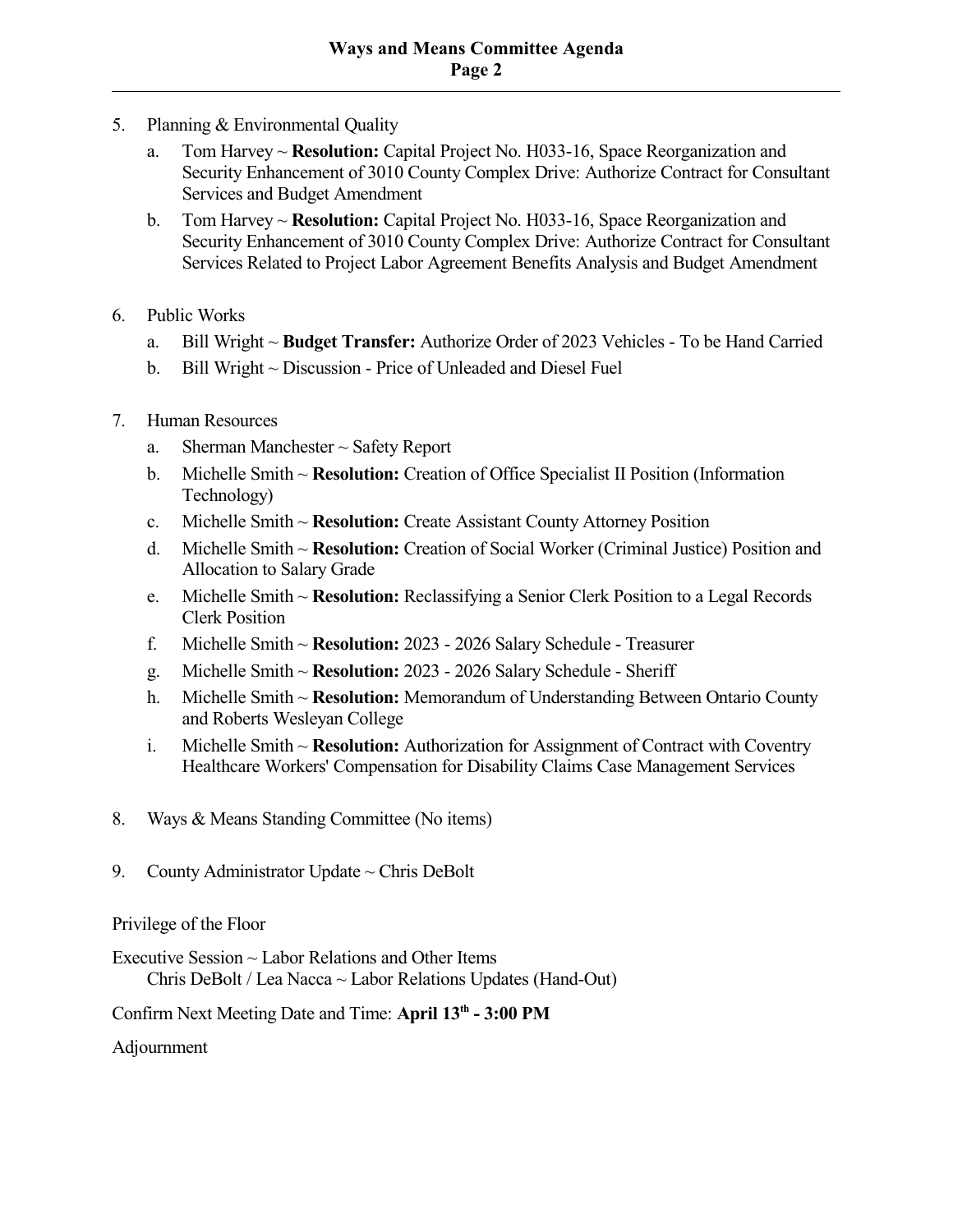5. Planning & Environmental Quality
   a. Tom Harvey ~ **Resolution:** Capital Project No. H033-16, Space Reorganization and Security Enhancement of 3010 County Complex Drive: Authorize Contract for Consultant Services and Budget Amendment
   b. Tom Harvey ~ **Resolution:** Capital Project No. H033-16, Space Reorganization and Security Enhancement of 3010 County Complex Drive: Authorize Contract for Consultant Services Related to Project Labor Agreement Benefits Analysis and Budget Amendment

6. Public Works
   a. Bill Wright ~ **Budget Transfer:** Authorize Order of 2023 Vehicles - To be Hand Carried
   b. Bill Wright ~ Discussion - Price of Unleaded and Diesel Fuel

7. Human Resources
   a. Sherman Manchester ~ Safety Report
   b. Michelle Smith ~ **Resolution:** Creation of Office Specialist II Position (Information Technology)
   c. Michelle Smith ~ **Resolution:** Create Assistant County Attorney Position
   d. Michelle Smith ~ **Resolution:** Creation of Social Worker (Criminal Justice) Position and Allocation to Salary Grade
   e. Michelle Smith ~ **Resolution:** Reclassifying a Senior Clerk Position to a Legal Records Clerk Position
   f. Michelle Smith ~ **Resolution:** 2023 - 2026 Salary Schedule - Treasurer
   g. Michelle Smith ~ **Resolution:** 2023 - 2026 Salary Schedule - Sheriff
   h. Michelle Smith ~ **Resolution:** Memorandum of Understanding Between Ontario County and Roberts Wesleyan College
   i. Michelle Smith ~ **Resolution:** Authorization for Assignment of Contract with Coventry Healthcare Workers' Compensation for Disability Claims Case Management Services

8. Ways & Means Standing Committee (No items)

9. County Administrator Update ~ Chris DeBolt

Privilege of the Floor

Executive Session ~ Labor Relations and Other Items
Chris DeBolt / Lea Nacca ~ Labor Relations Updates (Hand-Out)

Confirm Next Meeting Date and Time: **April 13th - 3:00 PM**

Adjournment